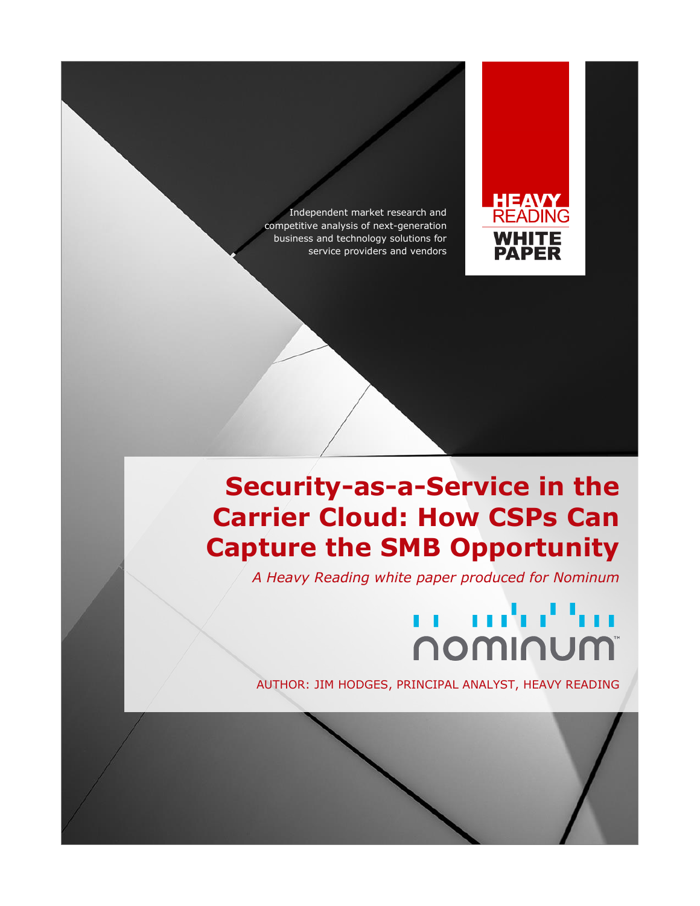Independent market research and competitive analysis of next-generation business and technology solutions for service providers and vendors

HEAVY READING

WHITE PAPER

# Security-as-a-Service in the Carrier Cloud: How CSPs Can Capture the SMB Opportunity

*A Heavy Reading white paper produced for Nominum*

nominum™

AUTHOR: JIM HODGES, PRINCIPAL ANALYST, HEAVY READING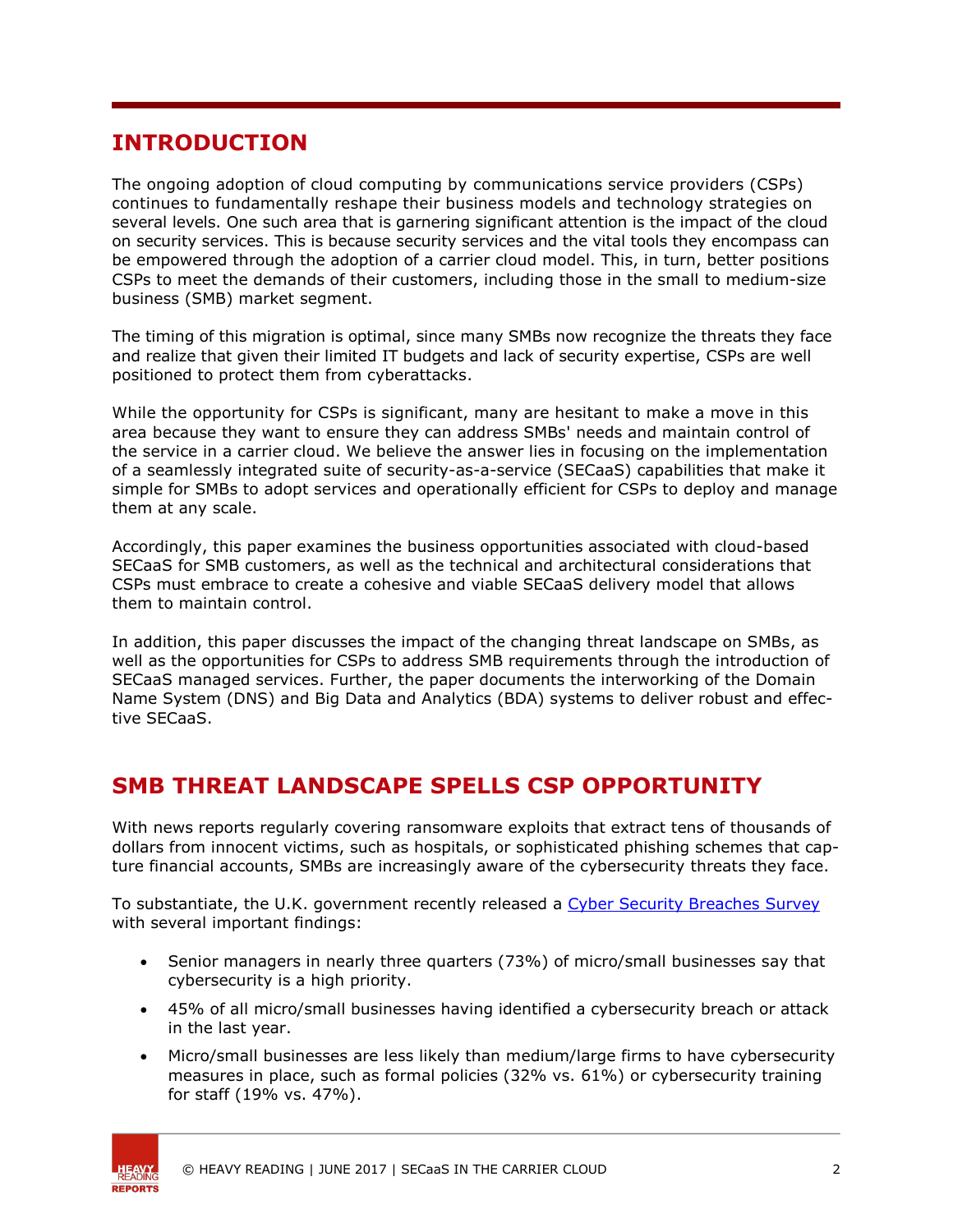## INTRODUCTION

The ongoing adoption of cloud computing by communications service providers (CSPs) continues to fundamentally reshape their business models and technology strategies on several levels. One such area that is garnering significant attention is the impact of the cloud on security services. This is because security services and the vital tools they encompass can be empowered through the adoption of a carrier cloud model. This, in turn, better positions CSPs to meet the demands of their customers, including those in the small to medium-size business (SMB) market segment.

The timing of this migration is optimal, since many SMBs now recognize the threats they face and realize that given their limited IT budgets and lack of security expertise, CSPs are well positioned to protect them from cyberattacks.

While the opportunity for CSPs is significant, many are hesitant to make a move in this area because they want to ensure they can address SMBs' needs and maintain control of the service in a carrier cloud. We believe the answer lies in focusing on the implementation of a seamlessly integrated suite of security-as-a-service (SECaaS) capabilities that make it simple for SMBs to adopt services and operationally efficient for CSPs to deploy and manage them at any scale.

Accordingly, this paper examines the business opportunities associated with cloud-based SECaaS for SMB customers, as well as the technical and architectural considerations that CSPs must embrace to create a cohesive and viable SECaaS delivery model that allows them to maintain control.

In addition, this paper discusses the impact of the changing threat landscape on SMBs, as well as the opportunities for CSPs to address SMB requirements through the introduction of SECaaS managed services. Further, the paper documents the interworking of the Domain Name System (DNS) and Big Data and Analytics (BDA) systems to deliver robust and effective SECaaS.

## SMB THREAT LANDSCAPE SPELLS CSP OPPORTUNITY

With news reports regularly covering ransomware exploits that extract tens of thousands of dollars from innocent victims, such as hospitals, or sophisticated phishing schemes that capture financial accounts, SMBs are increasingly aware of the cybersecurity threats they face.

To substantiate, the U.K. government recently released a Cyber Security Breaches Survey with several important findings:

- Senior managers in nearly three quarters (73%) of micro/small businesses say that cybersecurity is a high priority.
- 45% of all micro/small businesses having identified a cybersecurity breach or attack in the last year.
- Micro/small businesses are less likely than medium/large firms to have cybersecurity measures in place, such as formal policies (32% vs. 61%) or cybersecurity training for staff (19% vs. 47%).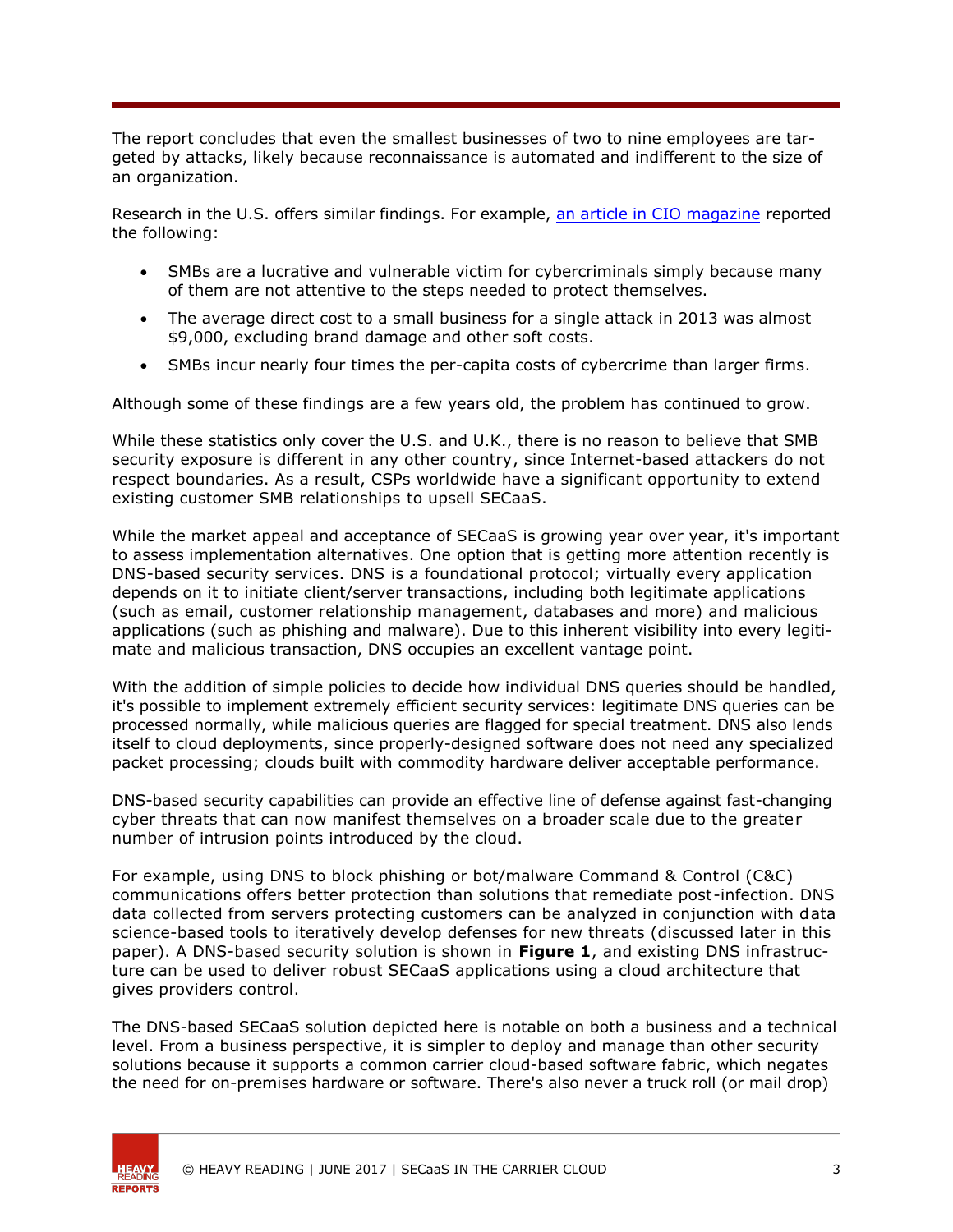The report concludes that even the smallest businesses of two to nine employees are targeted by attacks, likely because reconnaissance is automated and indifferent to the size of an organization.

Research in the U.S. offers similar findings. For example, [an article in CIO magazine](#) reported the following:

- SMBs are a lucrative and vulnerable victim for cybercriminals simply because many of them are not attentive to the steps needed to protect themselves.
- The average direct cost to a small business for a single attack in 2013 was almost $9,000, excluding brand damage and other soft costs.
- SMBs incur nearly four times the per-capita costs of cybercrime than larger firms.

Although some of these findings are a few years old, the problem has continued to grow.

While these statistics only cover the U.S. and U.K., there is no reason to believe that SMB security exposure is different in any other country, since Internet-based attackers do not respect boundaries. As a result, CSPs worldwide have a significant opportunity to extend existing customer SMB relationships to upsell SECaaS.

While the market appeal and acceptance of SECaaS is growing year over year, it's important to assess implementation alternatives. One option that is getting more attention recently is DNS-based security services. DNS is a foundational protocol; virtually every application depends on it to initiate client/server transactions, including both legitimate applications (such as email, customer relationship management, databases and more) and malicious applications (such as phishing and malware). Due to this inherent visibility into every legitimate and malicious transaction, DNS occupies an excellent vantage point.

With the addition of simple policies to decide how individual DNS queries should be handled, it's possible to implement extremely efficient security services: legitimate DNS queries can be processed normally, while malicious queries are flagged for special treatment. DNS also lends itself to cloud deployments, since properly-designed software does not need any specialized packet processing; clouds built with commodity hardware deliver acceptable performance.

DNS-based security capabilities can provide an effective line of defense against fast-changing cyber threats that can now manifest themselves on a broader scale due to the greater number of intrusion points introduced by the cloud.

For example, using DNS to block phishing or bot/malware Command & Control (C&C) communications offers better protection than solutions that remediate post-infection. DNS data collected from servers protecting customers can be analyzed in conjunction with data science-based tools to iteratively develop defenses for new threats (discussed later in this paper). A DNS-based security solution is shown in **Figure 1**, and existing DNS infrastructure can be used to deliver robust SECaaS applications using a cloud architecture that gives providers control.

The DNS-based SECaaS solution depicted here is notable on both a business and a technical level. From a business perspective, it is simpler to deploy and manage than other security solutions because it supports a common carrier cloud-based software fabric, which negates the need for on-premises hardware or software. There's also never a truck roll (or mail drop)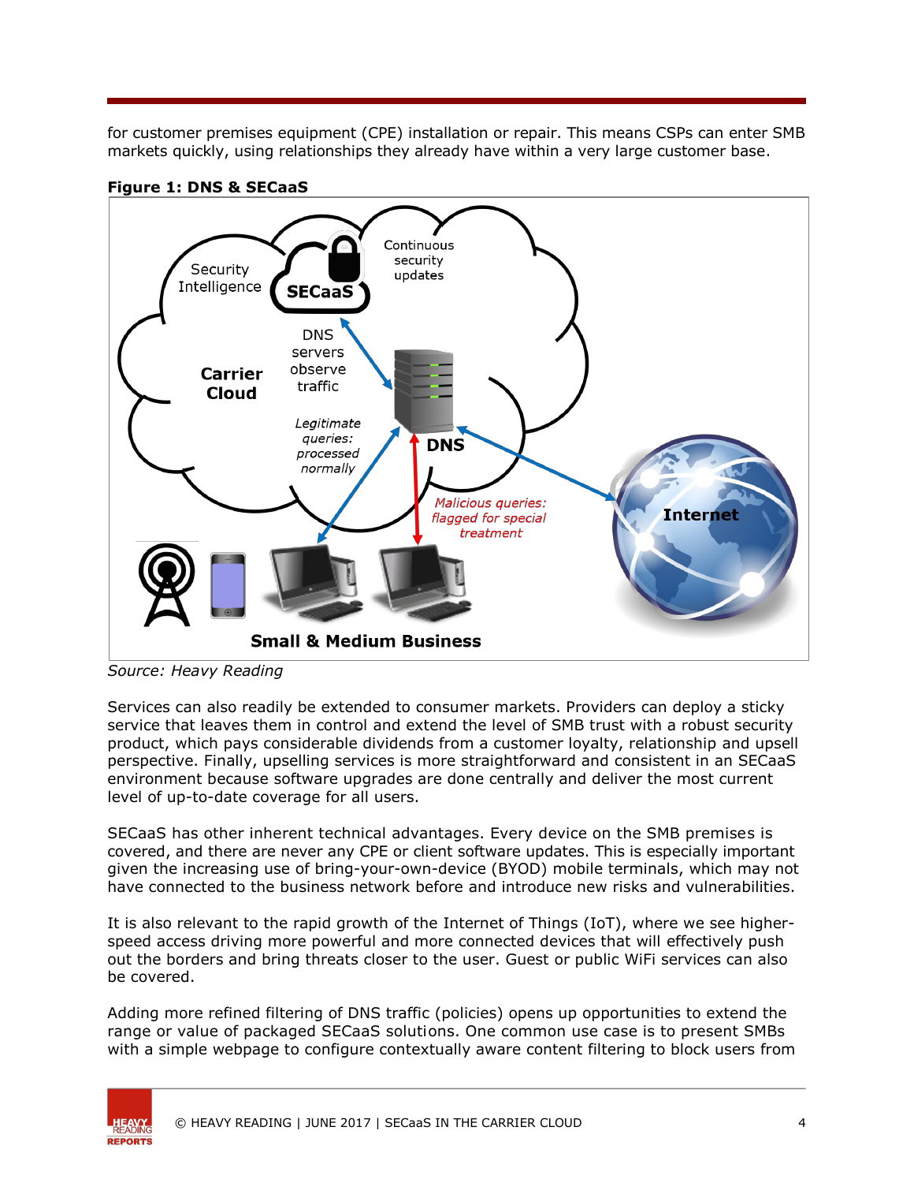for customer premises equipment (CPE) installation or repair. This means CSPs can enter SMB markets quickly, using relationships they already have within a very large customer base.

**Figure 1: DNS & SECaaS**

Source: Heavy Reading

Services can also readily be extended to consumer markets. Providers can deploy a sticky service that leaves them in control and extend the level of SMB trust with a robust security product, which pays considerable dividends from a customer loyalty, relationship and upsell perspective. Finally, upselling services is more straightforward and consistent in an SECaaS environment because software upgrades are done centrally and deliver the most current level of up-to-date coverage for all users.

SECaaS has other inherent technical advantages. Every device on the SMB premises is covered, and there are never any CPE or client software updates. This is especially important given the increasing use of bring-your-own-device (BYOD) mobile terminals, which may not have connected to the business network before and introduce new risks and vulnerabilities.

It is also relevant to the rapid growth of the Internet of Things (IoT), where we see higher-speed access driving more powerful and more connected devices that will effectively push out the borders and bring threats closer to the user. Guest or public WiFi services can also be covered.

Adding more refined filtering of DNS traffic (policies) opens up opportunities to extend the range or value of packaged SECaaS solutions. One common use case is to present SMBs with a simple webpage to configure contextually aware content filtering to block users from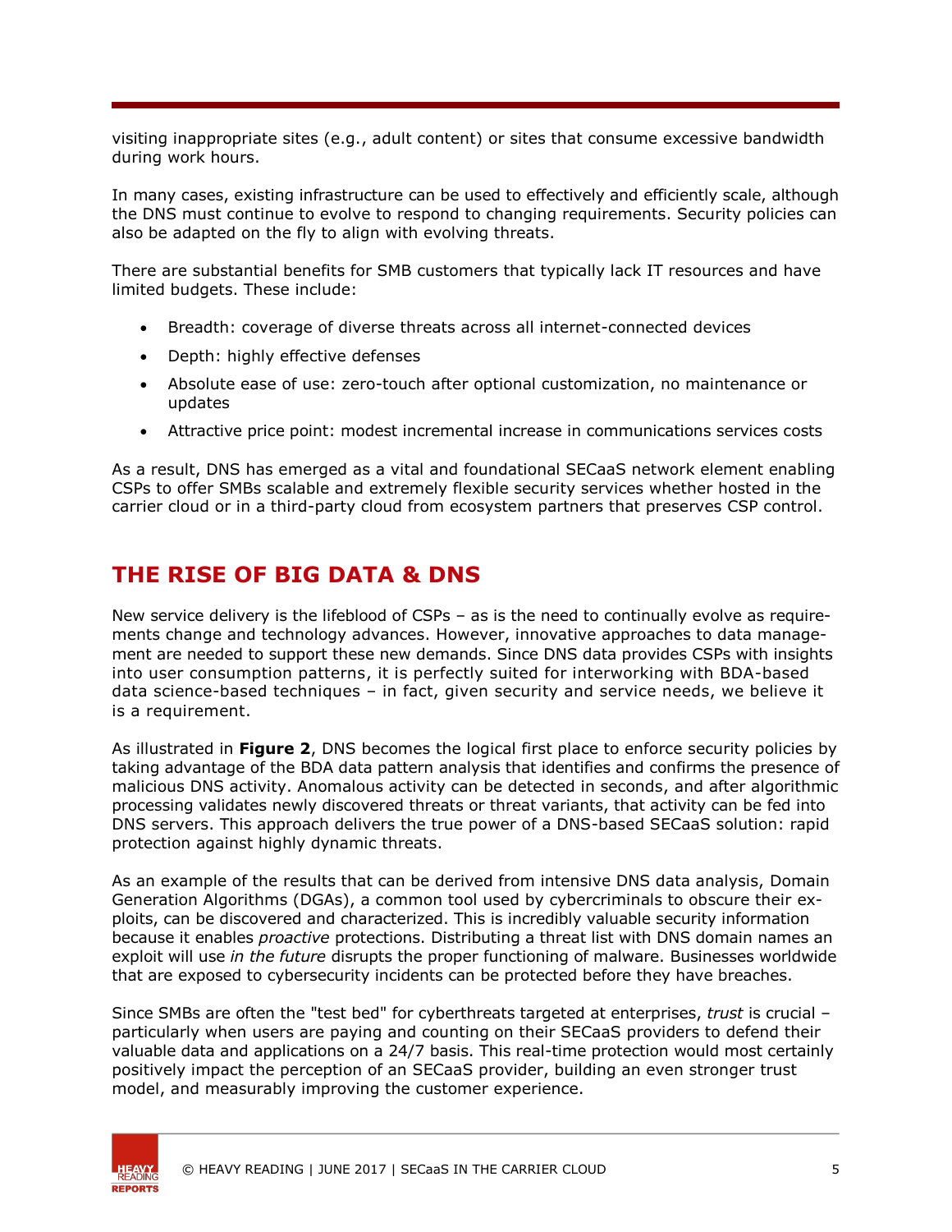visiting inappropriate sites (e.g., adult content) or sites that consume excessive bandwidth during work hours.

In many cases, existing infrastructure can be used to effectively and efficiently scale, although the DNS must continue to evolve to respond to changing requirements. Security policies can also be adapted on the fly to align with evolving threats.

There are substantial benefits for SMB customers that typically lack IT resources and have limited budgets. These include:

- Breadth: coverage of diverse threats across all internet-connected devices
- Depth: highly effective defenses
- Absolute ease of use: zero-touch after optional customization, no maintenance or updates
- Attractive price point: modest incremental increase in communications services costs

As a result, DNS has emerged as a vital and foundational SECaaS network element enabling CSPs to offer SMBs scalable and extremely flexible security services whether hosted in the carrier cloud or in a third-party cloud from ecosystem partners that preserves CSP control.

## THE RISE OF BIG DATA & DNS

New service delivery is the lifeblood of CSPs – as is the need to continually evolve as requirements change and technology advances. However, innovative approaches to data management are needed to support these new demands. Since DNS data provides CSPs with insights into user consumption patterns, it is perfectly suited for interworking with BDA-based data science-based techniques – in fact, given security and service needs, we believe it is a requirement.

As illustrated in **Figure 2**, DNS becomes the logical first place to enforce security policies by taking advantage of the BDA data pattern analysis that identifies and confirms the presence of malicious DNS activity. Anomalous activity can be detected in seconds, and after algorithmic processing validates newly discovered threats or threat variants, that activity can be fed into DNS servers. This approach delivers the true power of a DNS-based SECaaS solution: rapid protection against highly dynamic threats.

As an example of the results that can be derived from intensive DNS data analysis, Domain Generation Algorithms (DGAs), a common tool used by cybercriminals to obscure their exploits, can be discovered and characterized. This is incredibly valuable security information because it enables *proactive* protections. Distributing a threat list with DNS domain names an exploit will use *in the future* disrupts the proper functioning of malware. Businesses worldwide that are exposed to cybersecurity incidents can be protected before they have breaches.

Since SMBs are often the "test bed" for cyberthreats targeted at enterprises, *trust* is crucial – particularly when users are paying and counting on their SECaaS providers to defend their valuable data and applications on a 24/7 basis. This real-time protection would most certainly positively impact the perception of an SECaaS provider, building an even stronger trust model, and measurably improving the customer experience.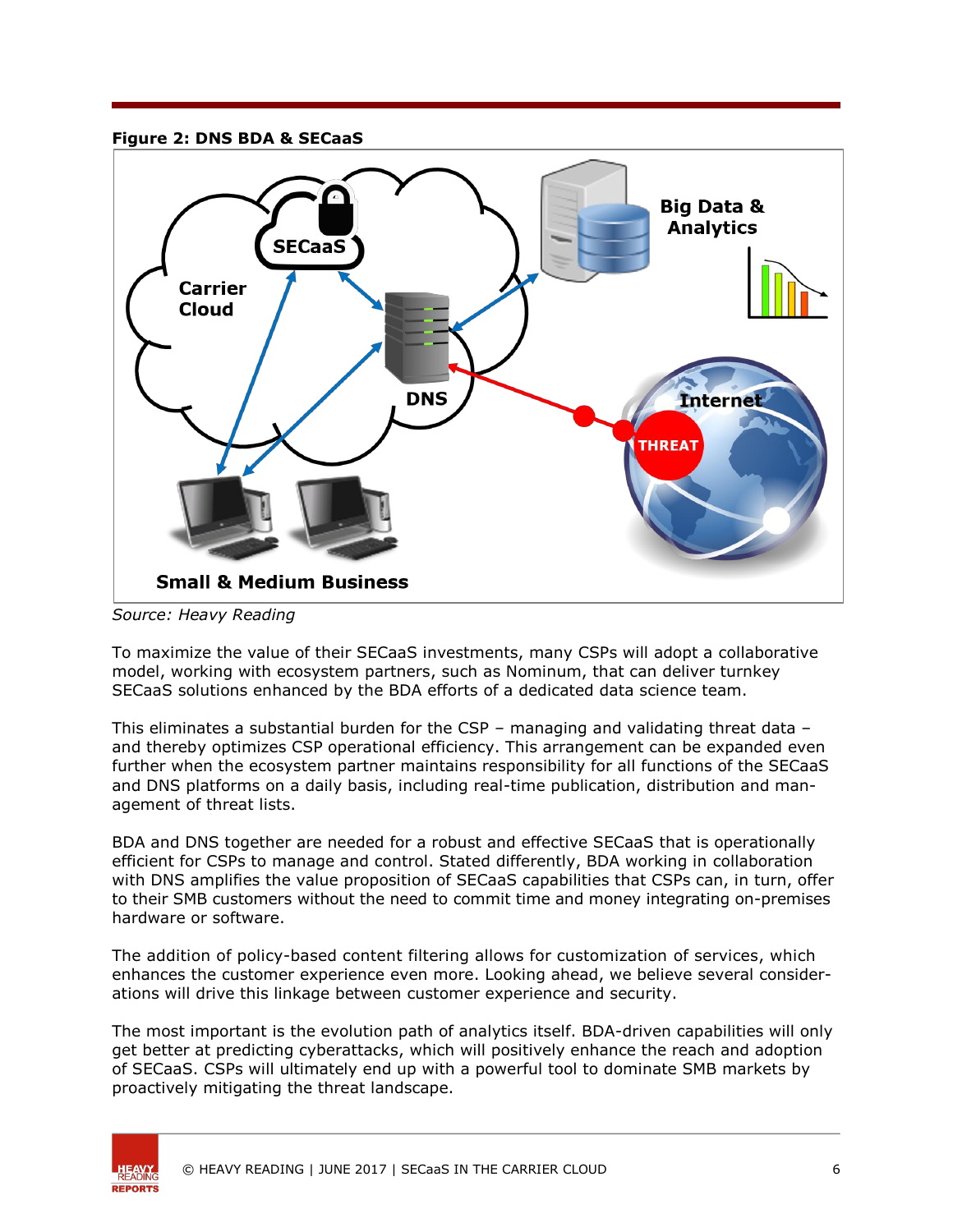**Figure 2: DNS BDA & SECaaS**

*Source: Heavy Reading*

To maximize the value of their SECaaS investments, many CSPs will adopt a collaborative model, working with ecosystem partners, such as Nominum, that can deliver turnkey SECaaS solutions enhanced by the BDA efforts of a dedicated data science team.

This eliminates a substantial burden for the CSP – managing and validating threat data – and thereby optimizes CSP operational efficiency. This arrangement can be expanded even further when the ecosystem partner maintains responsibility for all functions of the SECaaS and DNS platforms on a daily basis, including real-time publication, distribution and management of threat lists.

BDA and DNS together are needed for a robust and effective SECaaS that is operationally efficient for CSPs to manage and control. Stated differently, BDA working in collaboration with DNS amplifies the value proposition of SECaaS capabilities that CSPs can, in turn, offer to their SMB customers without the need to commit time and money integrating on-premises hardware or software.

The addition of policy-based content filtering allows for customization of services, which enhances the customer experience even more. Looking ahead, we believe several considerations will drive this linkage between customer experience and security.

The most important is the evolution path of analytics itself. BDA-driven capabilities will only get better at predicting cyberattacks, which will positively enhance the reach and adoption of SECaaS. CSPs will ultimately end up with a powerful tool to dominate SMB markets by proactively mitigating the threat landscape.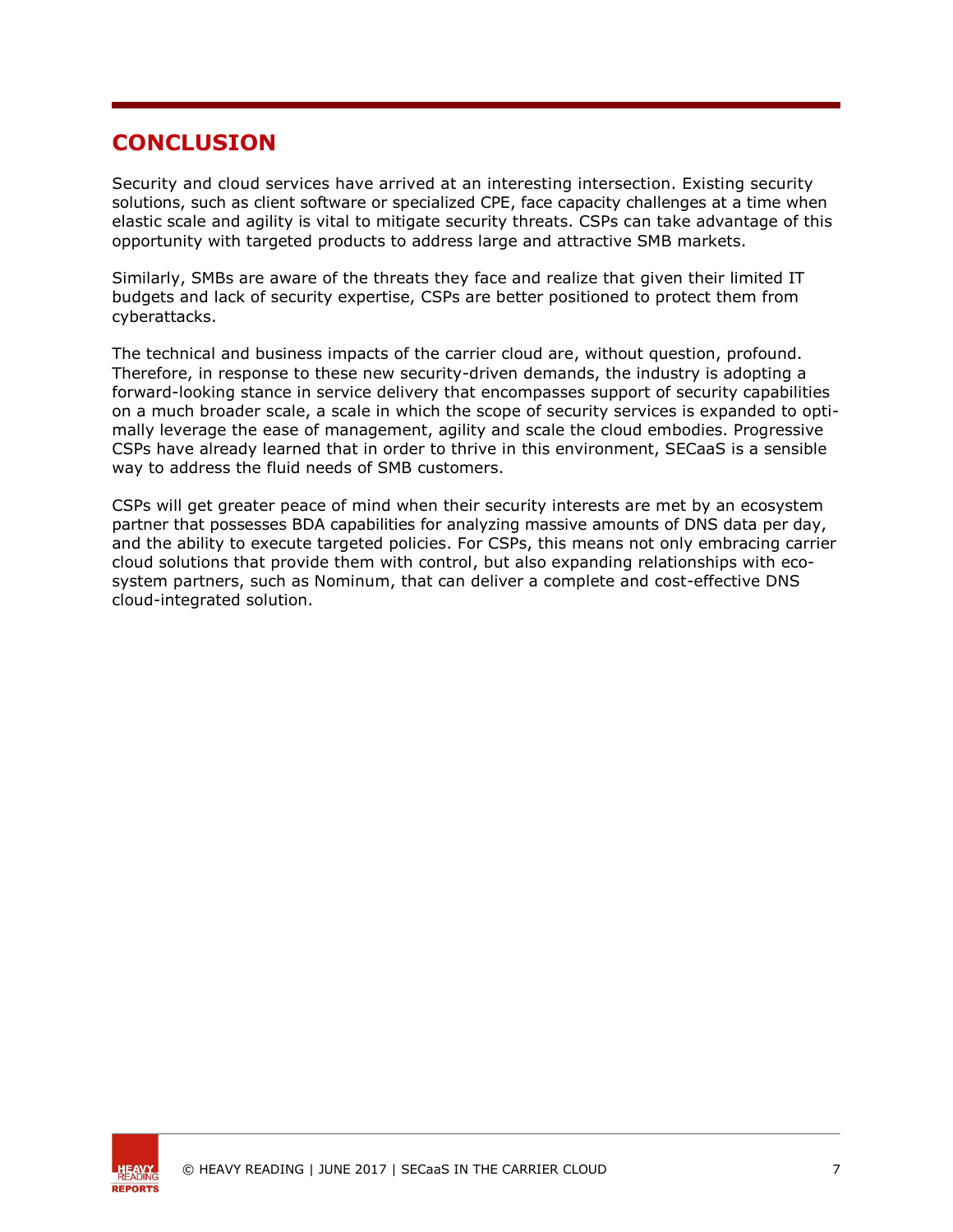## CONCLUSION

Security and cloud services have arrived at an interesting intersection. Existing security solutions, such as client software or specialized CPE, face capacity challenges at a time when elastic scale and agility is vital to mitigate security threats. CSPs can take advantage of this opportunity with targeted products to address large and attractive SMB markets.

Similarly, SMBs are aware of the threats they face and realize that given their limited IT budgets and lack of security expertise, CSPs are better positioned to protect them from cyberattacks.

The technical and business impacts of the carrier cloud are, without question, profound. Therefore, in response to these new security-driven demands, the industry is adopting a forward-looking stance in service delivery that encompasses support of security capabilities on a much broader scale, a scale in which the scope of security services is expanded to optimally leverage the ease of management, agility and scale the cloud embodies. Progressive CSPs have already learned that in order to thrive in this environment, SECaaS is a sensible way to address the fluid needs of SMB customers.

CSPs will get greater peace of mind when their security interests are met by an ecosystem partner that possesses BDA capabilities for analyzing massive amounts of DNS data per day, and the ability to execute targeted policies. For CSPs, this means not only embracing carrier cloud solutions that provide them with control, but also expanding relationships with ecosystem partners, such as Nominum, that can deliver a complete and cost-effective DNS cloud-integrated solution.